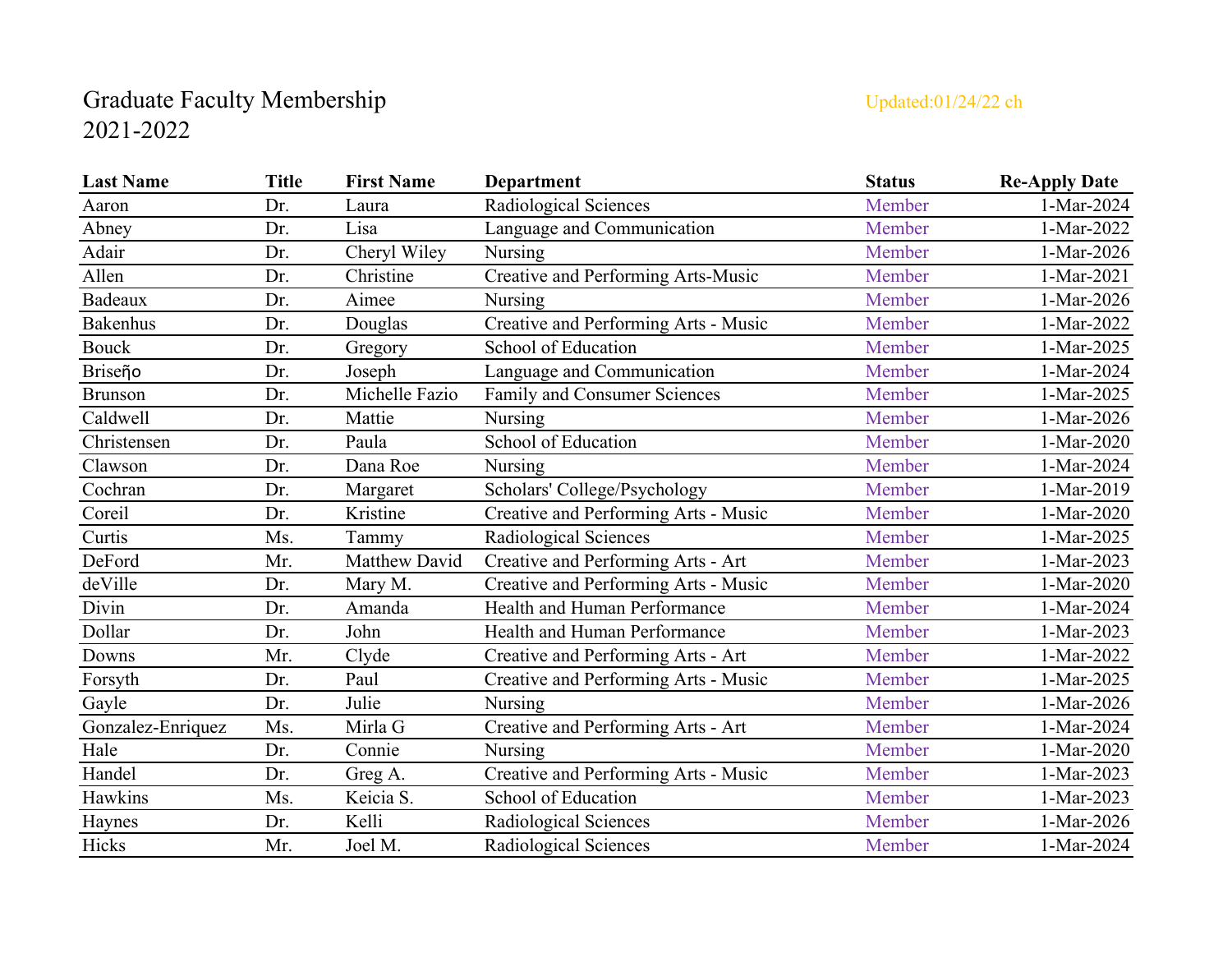# Graduate Faculty Membership
## 2021-2022

Updated:01/24/22 ch

| Last Name | Title | First Name | Department | Status | Re-Apply Date |
|---|---|---|---|---|---|
| Aaron | Dr. | Laura | Radiological Sciences | Member | 1-Mar-2024 |
| Abney | Dr. | Lisa | Language and Communication | Member | 1-Mar-2022 |
| Adair | Dr. | Cheryl Wiley | Nursing | Member | 1-Mar-2026 |
| Allen | Dr. | Christine | Creative and Performing Arts-Music | Member | 1-Mar-2021 |
| Badeaux | Dr. | Aimee | Nursing | Member | 1-Mar-2026 |
| Bakenhus | Dr. | Douglas | Creative and Performing Arts - Music | Member | 1-Mar-2022 |
| Bouck | Dr. | Gregory | School of Education | Member | 1-Mar-2025 |
| Briseño | Dr. | Joseph | Language and Communication | Member | 1-Mar-2024 |
| Brunson | Dr. | Michelle Fazio | Family and Consumer Sciences | Member | 1-Mar-2025 |
| Caldwell | Dr. | Mattie | Nursing | Member | 1-Mar-2026 |
| Christensen | Dr. | Paula | School of Education | Member | 1-Mar-2020 |
| Clawson | Dr. | Dana Roe | Nursing | Member | 1-Mar-2024 |
| Cochran | Dr. | Margaret | Scholars' College/Psychology | Member | 1-Mar-2019 |
| Coreil | Dr. | Kristine | Creative and Performing Arts - Music | Member | 1-Mar-2020 |
| Curtis | Ms. | Tammy | Radiological Sciences | Member | 1-Mar-2025 |
| DeFord | Mr. | Matthew David | Creative and Performing Arts - Art | Member | 1-Mar-2023 |
| deVille | Dr. | Mary M. | Creative and Performing Arts - Music | Member | 1-Mar-2020 |
| Divin | Dr. | Amanda | Health and Human Performance | Member | 1-Mar-2024 |
| Dollar | Dr. | John | Health and Human Performance | Member | 1-Mar-2023 |
| Downs | Mr. | Clyde | Creative and Performing Arts - Art | Member | 1-Mar-2022 |
| Forsyth | Dr. | Paul | Creative and Performing Arts - Music | Member | 1-Mar-2025 |
| Gayle | Dr. | Julie | Nursing | Member | 1-Mar-2026 |
| Gonzalez-Enriquez | Ms. | Mirla G | Creative and Performing Arts - Art | Member | 1-Mar-2024 |
| Hale | Dr. | Connie | Nursing | Member | 1-Mar-2020 |
| Handel | Dr. | Greg A. | Creative and Performing Arts - Music | Member | 1-Mar-2023 |
| Hawkins | Ms. | Keicia S. | School of Education | Member | 1-Mar-2023 |
| Haynes | Dr. | Kelli | Radiological Sciences | Member | 1-Mar-2026 |
| Hicks | Mr. | Joel M. | Radiological Sciences | Member | 1-Mar-2024 |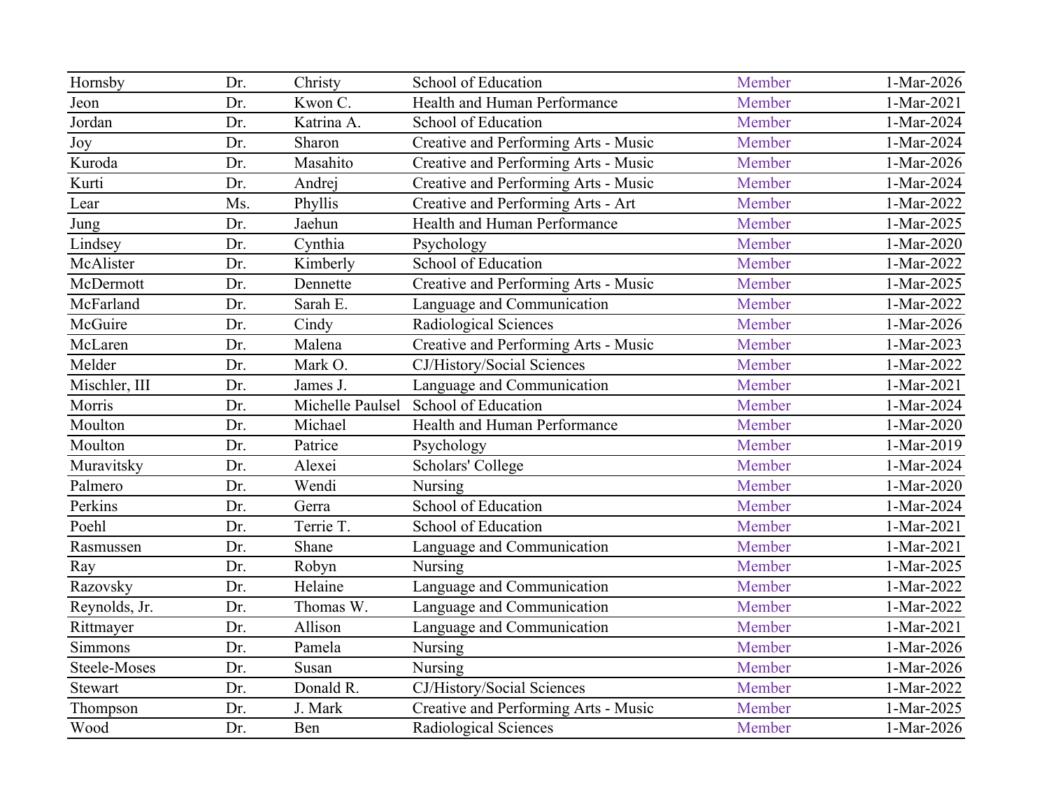| | | | | | |
|---|---|---|---|---|---|
| Hornsby | Dr. | Christy | School of Education | Member | 1-Mar-2026 |
| Jeon | Dr. | Kwon C. | Health and Human Performance | Member | 1-Mar-2021 |
| Jordan | Dr. | Katrina A. | School of Education | Member | 1-Mar-2024 |
| Joy | Dr. | Sharon | Creative and Performing Arts - Music | Member | 1-Mar-2024 |
| Kuroda | Dr. | Masahito | Creative and Performing Arts - Music | Member | 1-Mar-2026 |
| Kurti | Dr. | Andrej | Creative and Performing Arts - Music | Member | 1-Mar-2024 |
| Lear | Ms. | Phyllis | Creative and Performing Arts - Art | Member | 1-Mar-2022 |
| Jung | Dr. | Jaehun | Health and Human Performance | Member | 1-Mar-2025 |
| Lindsey | Dr. | Cynthia | Psychology | Member | 1-Mar-2020 |
| McAlister | Dr. | Kimberly | School of Education | Member | 1-Mar-2022 |
| McDermott | Dr. | Dennette | Creative and Performing Arts - Music | Member | 1-Mar-2025 |
| McFarland | Dr. | Sarah E. | Language and Communication | Member | 1-Mar-2022 |
| McGuire | Dr. | Cindy | Radiological Sciences | Member | 1-Mar-2026 |
| McLaren | Dr. | Malena | Creative and Performing Arts - Music | Member | 1-Mar-2023 |
| Melder | Dr. | Mark O. | CJ/History/Social Sciences | Member | 1-Mar-2022 |
| Mischler, III | Dr. | James J. | Language and Communication | Member | 1-Mar-2021 |
| Morris | Dr. | Michelle Paulsel | School of Education | Member | 1-Mar-2024 |
| Moulton | Dr. | Michael | Health and Human Performance | Member | 1-Mar-2020 |
| Moulton | Dr. | Patrice | Psychology | Member | 1-Mar-2019 |
| Muravitsky | Dr. | Alexei | Scholars' College | Member | 1-Mar-2024 |
| Palmero | Dr. | Wendi | Nursing | Member | 1-Mar-2020 |
| Perkins | Dr. | Gerra | School of Education | Member | 1-Mar-2024 |
| Poehl | Dr. | Terrie T. | School of Education | Member | 1-Mar-2021 |
| Rasmussen | Dr. | Shane | Language and Communication | Member | 1-Mar-2021 |
| Ray | Dr. | Robyn | Nursing | Member | 1-Mar-2025 |
| Razovsky | Dr. | Helaine | Language and Communication | Member | 1-Mar-2022 |
| Reynolds, Jr. | Dr. | Thomas W. | Language and Communication | Member | 1-Mar-2022 |
| Rittmayer | Dr. | Allison | Language and Communication | Member | 1-Mar-2021 |
| Simmons | Dr. | Pamela | Nursing | Member | 1-Mar-2026 |
| Steele-Moses | Dr. | Susan | Nursing | Member | 1-Mar-2026 |
| Stewart | Dr. | Donald R. | CJ/History/Social Sciences | Member | 1-Mar-2022 |
| Thompson | Dr. | J. Mark | Creative and Performing Arts - Music | Member | 1-Mar-2025 |
| Wood | Dr. | Ben | Radiological Sciences | Member | 1-Mar-2026 |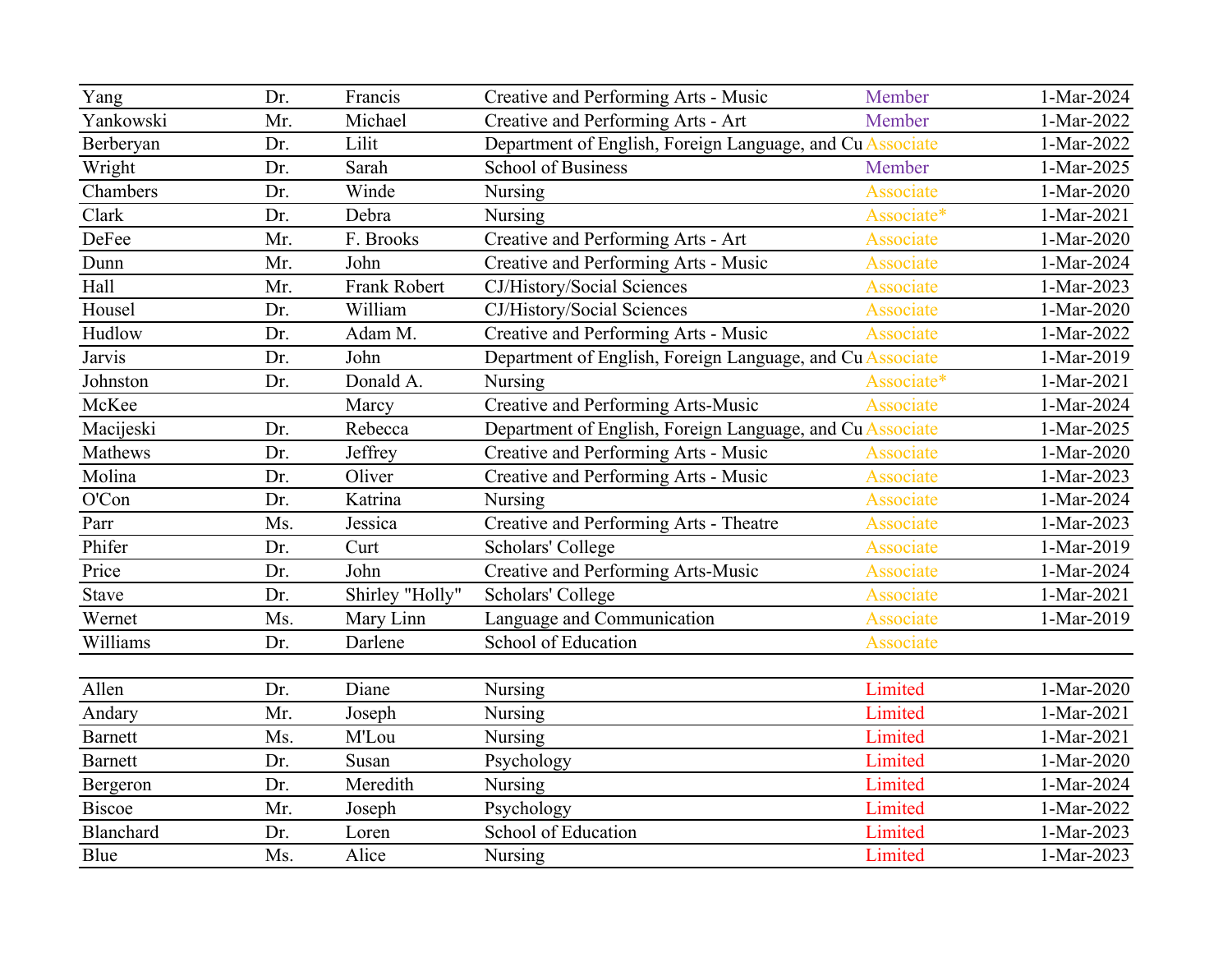| | | | | | |
|---|---|---|---|---|---|
| Yang | Dr. | Francis | Creative and Performing Arts - Music | Member | 1-Mar-2024 |
| Yankowski | Mr. | Michael | Creative and Performing Arts - Art | Member | 1-Mar-2022 |
| Berberyan | Dr. | Lilit | Department of English, Foreign Language, and Cu | Associate | 1-Mar-2022 |
| Wright | Dr. | Sarah | School of Business | Member | 1-Mar-2025 |
| Chambers | Dr. | Winde | Nursing | Associate | 1-Mar-2020 |
| Clark | Dr. | Debra | Nursing | Associate* | 1-Mar-2021 |
| DeFee | Mr. | F. Brooks | Creative and Performing Arts - Art | Associate | 1-Mar-2020 |
| Dunn | Mr. | John | Creative and Performing Arts - Music | Associate | 1-Mar-2024 |
| Hall | Mr. | Frank Robert | CJ/History/Social Sciences | Associate | 1-Mar-2023 |
| Housel | Dr. | William | CJ/History/Social Sciences | Associate | 1-Mar-2020 |
| Hudlow | Dr. | Adam M. | Creative and Performing Arts - Music | Associate | 1-Mar-2022 |
| Jarvis | Dr. | John | Department of English, Foreign Language, and Cu | Associate | 1-Mar-2019 |
| Johnston | Dr. | Donald A. | Nursing | Associate* | 1-Mar-2021 |
| McKee | | Marcy | Creative and Performing Arts-Music | Associate | 1-Mar-2024 |
| Macijeski | Dr. | Rebecca | Department of English, Foreign Language, and Cu | Associate | 1-Mar-2025 |
| Mathews | Dr. | Jeffrey | Creative and Performing Arts - Music | Associate | 1-Mar-2020 |
| Molina | Dr. | Oliver | Creative and Performing Arts - Music | Associate | 1-Mar-2023 |
| O'Con | Dr. | Katrina | Nursing | Associate | 1-Mar-2024 |
| Parr | Ms. | Jessica | Creative and Performing Arts - Theatre | Associate | 1-Mar-2023 |
| Phifer | Dr. | Curt | Scholars' College | Associate | 1-Mar-2019 |
| Price | Dr. | John | Creative and Performing Arts-Music | Associate | 1-Mar-2024 |
| Stave | Dr. | Shirley "Holly" | Scholars' College | Associate | 1-Mar-2021 |
| Wernet | Ms. | Mary Linn | Language and Communication | Associate | 1-Mar-2019 |
| Williams | Dr. | Darlene | School of Education | Associate | |

| | | | | | |
|---|---|---|---|---|---|
| Allen | Dr. | Diane | Nursing | Limited | 1-Mar-2020 |
| Andary | Mr. | Joseph | Nursing | Limited | 1-Mar-2021 |
| Barnett | Ms. | M'Lou | Nursing | Limited | 1-Mar-2021 |
| Barnett | Dr. | Susan | Psychology | Limited | 1-Mar-2020 |
| Bergeron | Dr. | Meredith | Nursing | Limited | 1-Mar-2024 |
| Biscoe | Mr. | Joseph | Psychology | Limited | 1-Mar-2022 |
| Blanchard | Dr. | Loren | School of Education | Limited | 1-Mar-2023 |
| Blue | Ms. | Alice | Nursing | Limited | 1-Mar-2023 |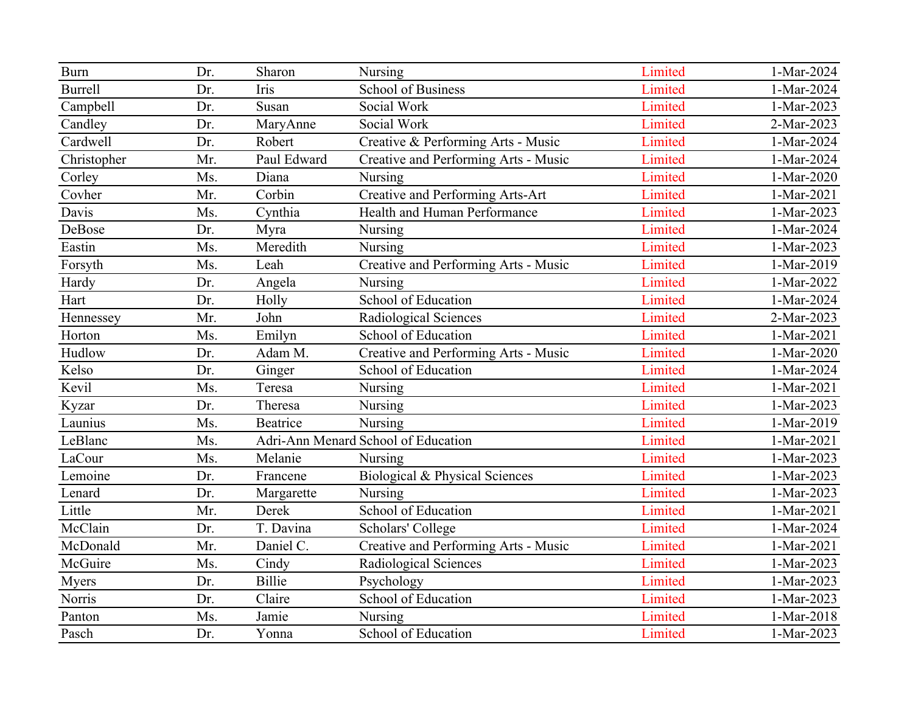| | | | | | |
|---|---|---|---|---|---|
| Burn | Dr. | Sharon | Nursing | Limited | 1-Mar-2024 |
| Burrell | Dr. | Iris | School of Business | Limited | 1-Mar-2024 |
| Campbell | Dr. | Susan | Social Work | Limited | 1-Mar-2023 |
| Candley | Dr. | MaryAnne | Social Work | Limited | 2-Mar-2023 |
| Cardwell | Dr. | Robert | Creative & Performing Arts - Music | Limited | 1-Mar-2024 |
| Christopher | Mr. | Paul Edward | Creative and Performing Arts - Music | Limited | 1-Mar-2024 |
| Corley | Ms. | Diana | Nursing | Limited | 1-Mar-2020 |
| Covher | Mr. | Corbin | Creative and Performing Arts-Art | Limited | 1-Mar-2021 |
| Davis | Ms. | Cynthia | Health and Human Performance | Limited | 1-Mar-2023 |
| DeBose | Dr. | Myra | Nursing | Limited | 1-Mar-2024 |
| Eastin | Ms. | Meredith | Nursing | Limited | 1-Mar-2023 |
| Forsyth | Ms. | Leah | Creative and Performing Arts - Music | Limited | 1-Mar-2019 |
| Hardy | Dr. | Angela | Nursing | Limited | 1-Mar-2022 |
| Hart | Dr. | Holly | School of Education | Limited | 1-Mar-2024 |
| Hennessey | Mr. | John | Radiological Sciences | Limited | 2-Mar-2023 |
| Horton | Ms. | Emilyn | School of Education | Limited | 1-Mar-2021 |
| Hudlow | Dr. | Adam M. | Creative and Performing Arts - Music | Limited | 1-Mar-2020 |
| Kelso | Dr. | Ginger | School of Education | Limited | 1-Mar-2024 |
| Kevil | Ms. | Teresa | Nursing | Limited | 1-Mar-2021 |
| Kyzar | Dr. | Theresa | Nursing | Limited | 1-Mar-2023 |
| Launius | Ms. | Beatrice | Nursing | Limited | 1-Mar-2019 |
| LeBlanc | Ms. | Adri-Ann Menard | School of Education | Limited | 1-Mar-2021 |
| LaCour | Ms. | Melanie | Nursing | Limited | 1-Mar-2023 |
| Lemoine | Dr. | Francene | Biological & Physical Sciences | Limited | 1-Mar-2023 |
| Lenard | Dr. | Margarette | Nursing | Limited | 1-Mar-2023 |
| Little | Mr. | Derek | School of Education | Limited | 1-Mar-2021 |
| McClain | Dr. | T. Davina | Scholars' College | Limited | 1-Mar-2024 |
| McDonald | Mr. | Daniel C. | Creative and Performing Arts - Music | Limited | 1-Mar-2021 |
| McGuire | Ms. | Cindy | Radiological Sciences | Limited | 1-Mar-2023 |
| Myers | Dr. | Billie | Psychology | Limited | 1-Mar-2023 |
| Norris | Dr. | Claire | School of Education | Limited | 1-Mar-2023 |
| Panton | Ms. | Jamie | Nursing | Limited | 1-Mar-2018 |
| Pasch | Dr. | Yonna | School of Education | Limited | 1-Mar-2023 |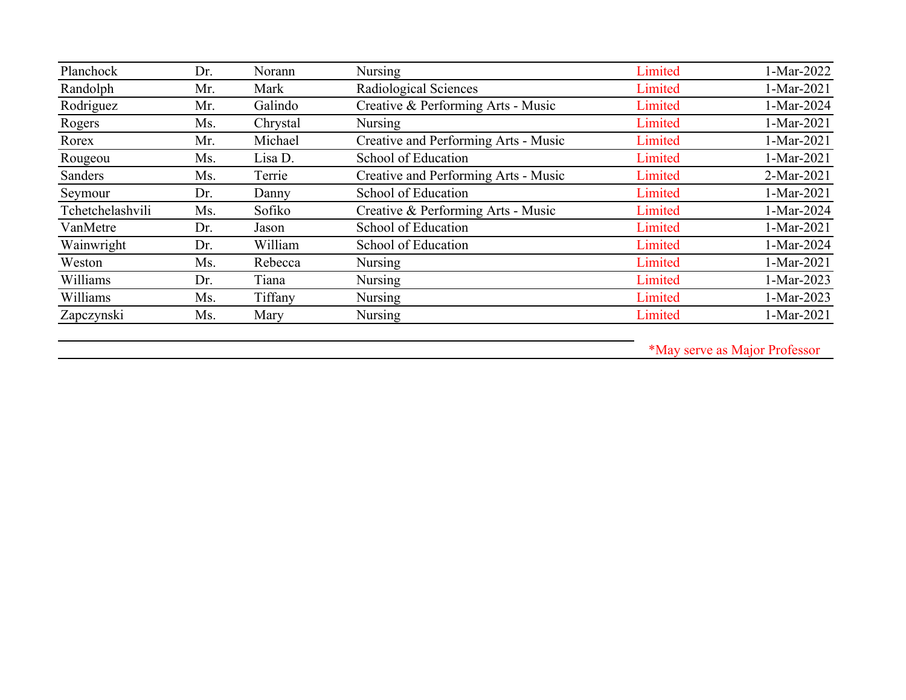| | | | | | |
|---|---|---|---|---|---|
| Planchock | Dr. | Norann | Nursing | Limited | 1-Mar-2022 |
| Randolph | Mr. | Mark | Radiological Sciences | Limited | 1-Mar-2021 |
| Rodriguez | Mr. | Galindo | Creative & Performing Arts - Music | Limited | 1-Mar-2024 |
| Rogers | Ms. | Chrystal | Nursing | Limited | 1-Mar-2021 |
| Rorex | Mr. | Michael | Creative and Performing Arts - Music | Limited | 1-Mar-2021 |
| Rougeou | Ms. | Lisa D. | School of Education | Limited | 1-Mar-2021 |
| Sanders | Ms. | Terrie | Creative and Performing Arts - Music | Limited | 2-Mar-2021 |
| Seymour | Dr. | Danny | School of Education | Limited | 1-Mar-2021 |
| Tchetchelashvili | Ms. | Sofiko | Creative & Performing Arts - Music | Limited | 1-Mar-2024 |
| VanMetre | Dr. | Jason | School of Education | Limited | 1-Mar-2021 |
| Wainwright | Dr. | William | School of Education | Limited | 1-Mar-2024 |
| Weston | Ms. | Rebecca | Nursing | Limited | 1-Mar-2021 |
| Williams | Dr. | Tiana | Nursing | Limited | 1-Mar-2023 |
| Williams | Ms. | Tiffany | Nursing | Limited | 1-Mar-2023 |
| Zapczynski | Ms. | Mary | Nursing | Limited | 1-Mar-2021 |

*May serve as Major Professor